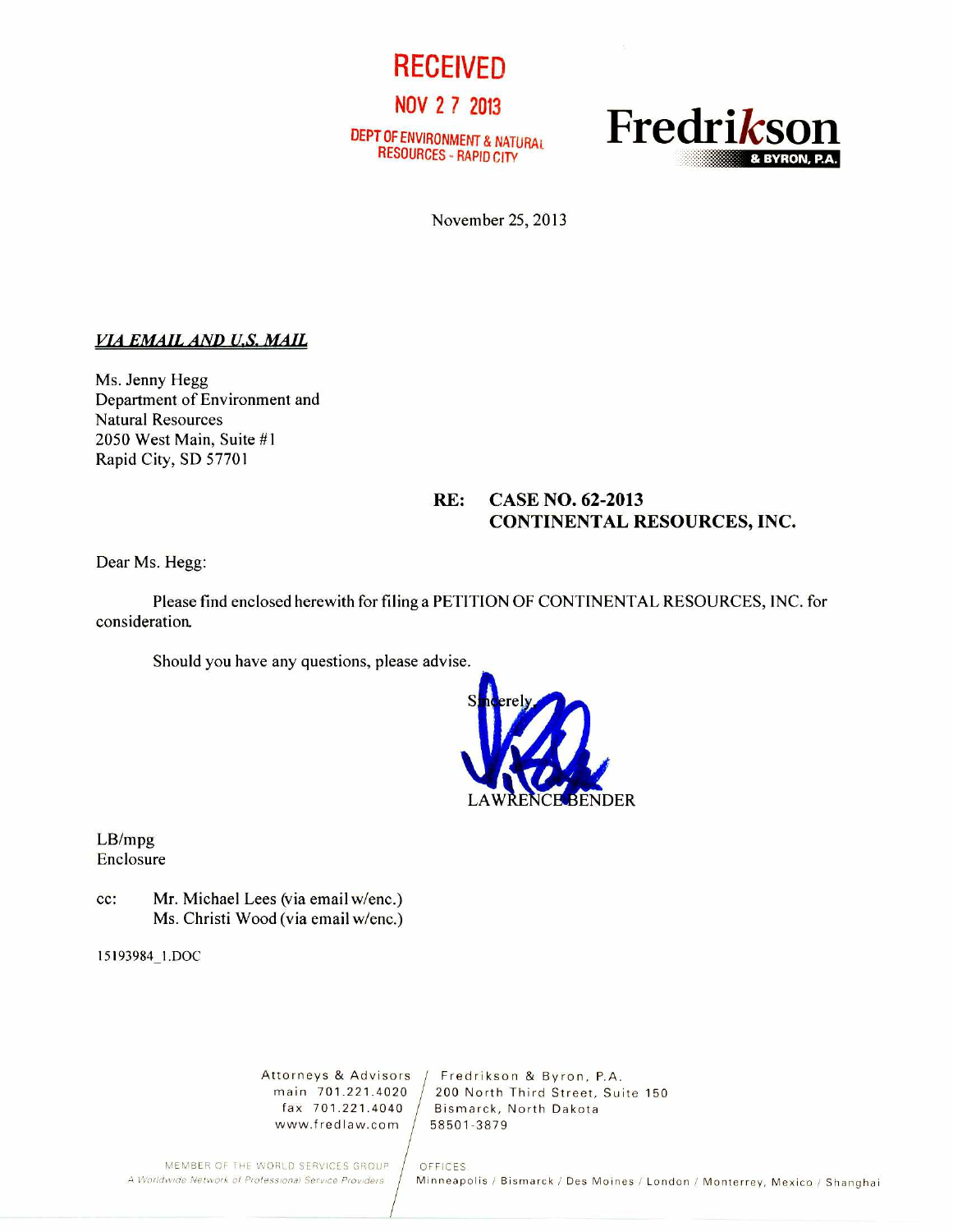RECEIVED

NOV 2 7 2013

DEPT OF ENVIRONMENT & NATURAL RESOURCES - RAPID CITY

**Fredrikson**
**& BYRON, P.A.**

November 25, 2013

***VIA EMAIL AND U.S. MAIL***

Ms. Jenny Hegg
Department of Environment and
Natural Resources
2050 West Main, Suite #1
Rapid City, SD 57701

**RE: CASE NO. 62-2013**
**CONTINENTAL RESOURCES, INC.**

Dear Ms. Hegg:

Please find enclosed herewith for filing a PETITION OF CONTINENTAL RESOURCES, INC. for consideration.

Should you have any questions, please advise.

Sincerely,

LAWRENCE BENDER

LB/mpg
Enclosure

cc: Mr. Michael Lees (via email w/enc.)
Ms. Christi Wood (via email w/enc.)

15193984_1.DOC

Attorneys & Advisors
main 701.221.4020
fax 701.221.4040
www.fredlaw.com

Fredrikson & Byron, P.A.
200 North Third Street, Suite 150
Bismarck, North Dakota
58501-3879

MEMBER OF THE WORLD SERVICES GROUP
A Worldwide Network of Professional Service Providers

OFFICES
Minneapolis / Bismarck / Des Moines / London / Monterrey, Mexico / Shanghai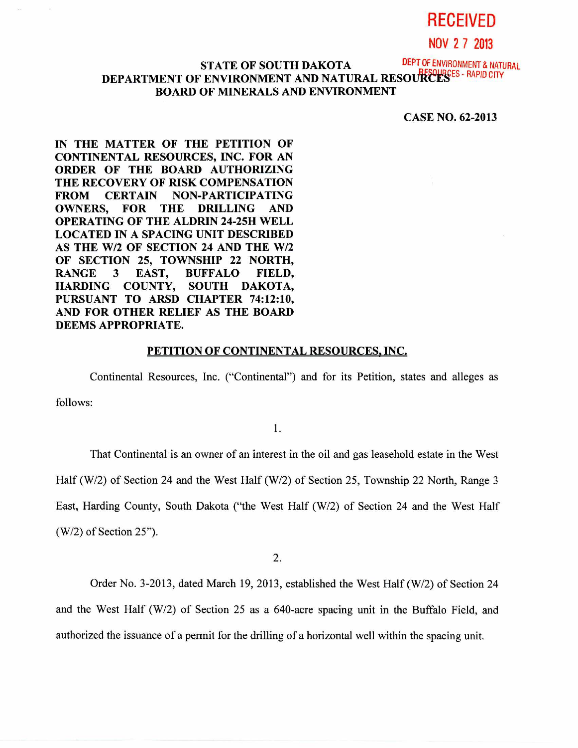RECEIVED

NOV 27 2013

DEPT OF ENVIRONMENT & NATURAL RESOURCES - RAPID CITY

**STATE OF SOUTH DAKOTA**
**DEPARTMENT OF ENVIRONMENT AND NATURAL RESOURCES**
**BOARD OF MINERALS AND ENVIRONMENT**

**CASE NO. 62-2013**

**IN THE MATTER OF THE PETITION OF CONTINENTAL RESOURCES, INC. FOR AN ORDER OF THE BOARD AUTHORIZING THE RECOVERY OF RISK COMPENSATION FROM CERTAIN NON-PARTICIPATING OWNERS, FOR THE DRILLING AND OPERATING OF THE ALDRIN 24-25H WELL LOCATED IN A SPACING UNIT DESCRIBED AS THE W/2 OF SECTION 24 AND THE W/2 OF SECTION 25, TOWNSHIP 22 NORTH, RANGE 3 EAST, BUFFALO FIELD, HARDING COUNTY, SOUTH DAKOTA, PURSUANT TO ARSD CHAPTER 74:12:10, AND FOR OTHER RELIEF AS THE BOARD DEEMS APPROPRIATE.**

**PETITION OF CONTINENTAL RESOURCES, INC.**

Continental Resources, Inc. ("Continental") and for its Petition, states and alleges as follows:

1.

That Continental is an owner of an interest in the oil and gas leasehold estate in the West Half (W/2) of Section 24 and the West Half (W/2) of Section 25, Township 22 North, Range 3 East, Harding County, South Dakota ("the West Half (W/2) of Section 24 and the West Half (W/2) of Section 25").

2.

Order No. 3-2013, dated March 19, 2013, established the West Half (W/2) of Section 24 and the West Half (W/2) of Section 25 as a 640-acre spacing unit in the Buffalo Field, and authorized the issuance of a permit for the drilling of a horizontal well within the spacing unit.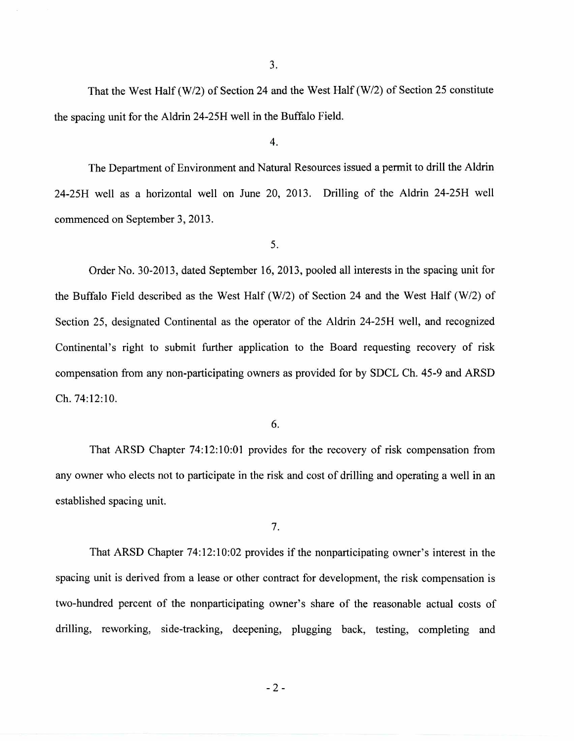3.

That the West Half (W/2) of Section 24 and the West Half (W/2) of Section 25 constitute the spacing unit for the Aldrin 24-25H well in the Buffalo Field.

4.

The Department of Environment and Natural Resources issued a permit to drill the Aldrin 24-25H well as a horizontal well on June 20, 2013. Drilling of the Aldrin 24-25H well commenced on September 3, 2013.

5.

Order No. 30-2013, dated September 16, 2013, pooled all interests in the spacing unit for the Buffalo Field described as the West Half (W/2) of Section 24 and the West Half (W/2) of Section 25, designated Continental as the operator of the Aldrin 24-25H well, and recognized Continental's right to submit further application to the Board requesting recovery of risk compensation from any non-participating owners as provided for by SDCL Ch. 45-9 and ARSD Ch. 74:12:10.

6.

That ARSD Chapter 74:12:10:01 provides for the recovery of risk compensation from any owner who elects not to participate in the risk and cost of drilling and operating a well in an established spacing unit.

7.

That ARSD Chapter 74:12:10:02 provides if the nonparticipating owner's interest in the spacing unit is derived from a lease or other contract for development, the risk compensation is two-hundred percent of the nonparticipating owner's share of the reasonable actual costs of drilling, reworking, side-tracking, deepening, plugging back, testing, completing and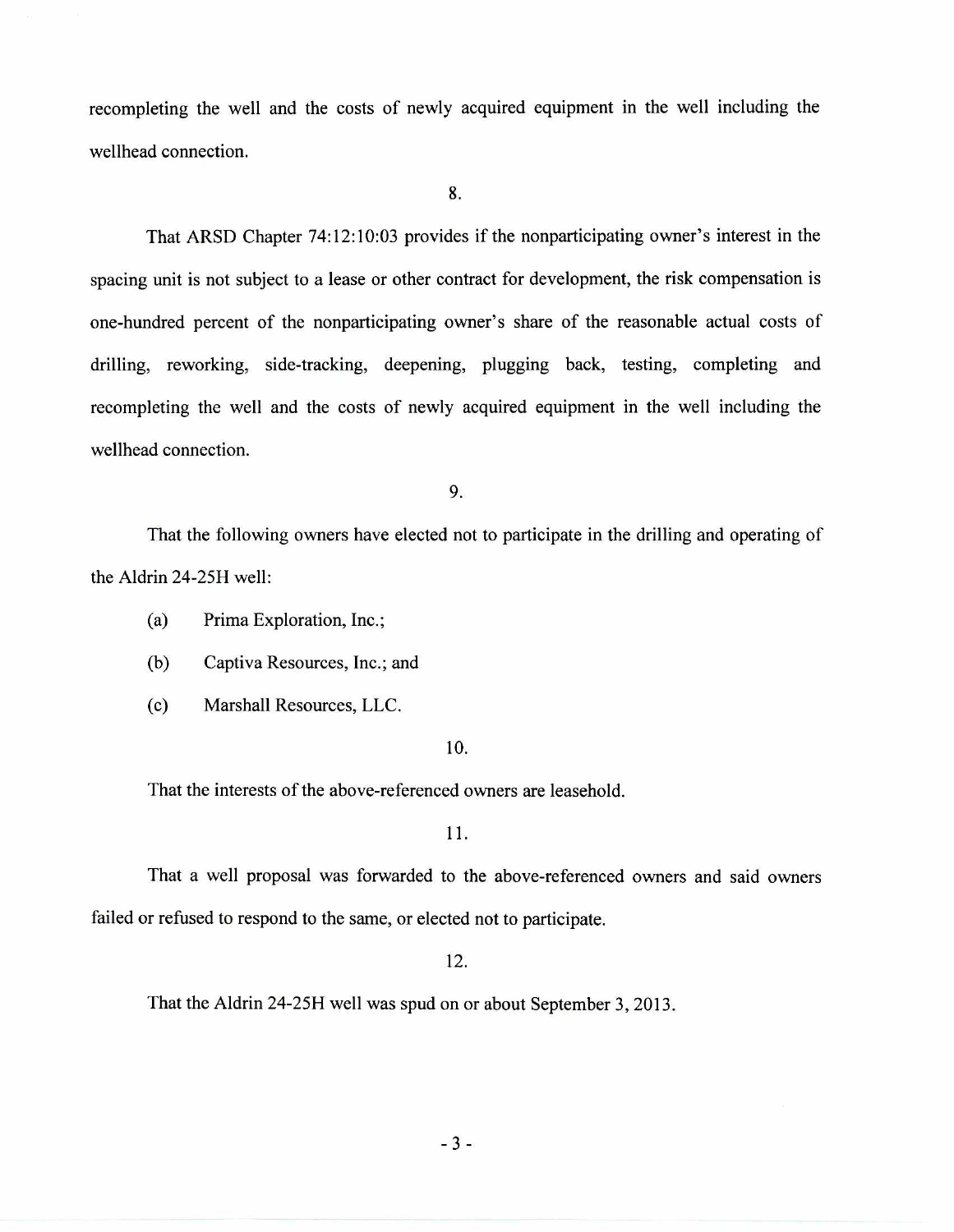recompleting the well and the costs of newly acquired equipment in the well including the wellhead connection.

8.

That ARSD Chapter 74:12:10:03 provides if the nonparticipating owner's interest in the spacing unit is not subject to a lease or other contract for development, the risk compensation is one-hundred percent of the nonparticipating owner's share of the reasonable actual costs of drilling, reworking, side-tracking, deepening, plugging back, testing, completing and recompleting the well and the costs of newly acquired equipment in the well including the wellhead connection.

9.

That the following owners have elected not to participate in the drilling and operating of the Aldrin 24-25H well:

(a) Prima Exploration, Inc.;

(b) Captiva Resources, Inc.; and

(c) Marshall Resources, LLC.

10.

That the interests of the above-referenced owners are leasehold.

11.

That a well proposal was forwarded to the above-referenced owners and said owners failed or refused to respond to the same, or elected not to participate.

12.

That the Aldrin 24-25H well was spud on or about September 3, 2013.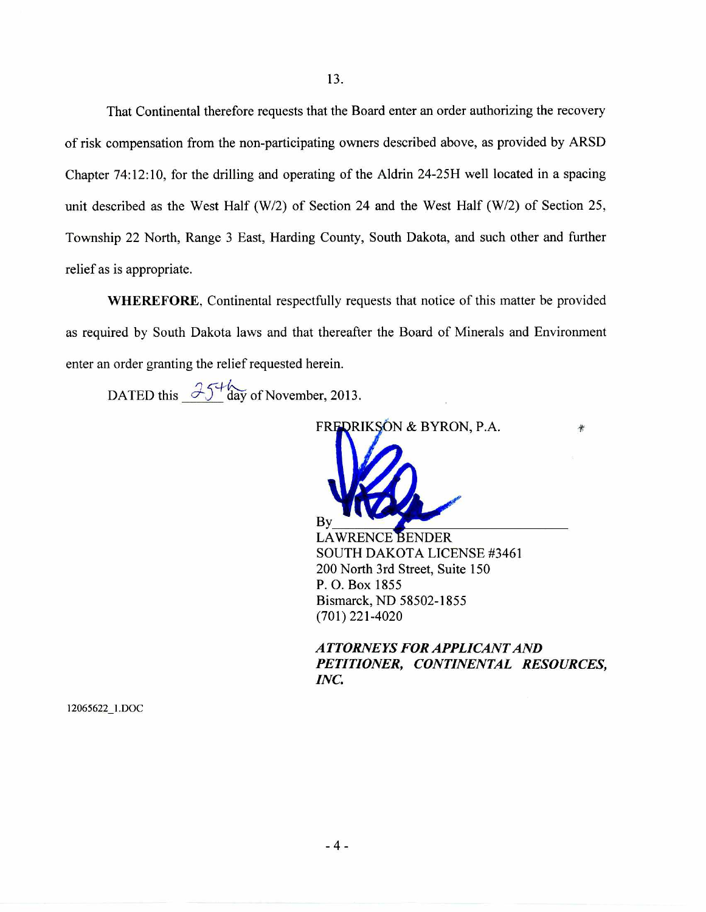13.

That Continental therefore requests that the Board enter an order authorizing the recovery of risk compensation from the non-participating owners described above, as provided by ARSD Chapter 74:12:10, for the drilling and operating of the Aldrin 24-25H well located in a spacing unit described as the West Half (W/2) of Section 24 and the West Half (W/2) of Section 25, Township 22 North, Range 3 East, Harding County, South Dakota, and such other and further relief as is appropriate.

**WHEREFORE**, Continental respectfully requests that notice of this matter be provided as required by South Dakota laws and that thereafter the Board of Minerals and Environment enter an order granting the relief requested herein.

DATED this 25th day of November, 2013.

FREDRIKSON & BYRON, P.A.

By______________________________
LAWRENCE BENDER
SOUTH DAKOTA LICENSE #3461
200 North 3rd Street, Suite 150
P. O. Box 1855
Bismarck, ND 58502-1855
(701) 221-4020

***ATTORNEYS FOR APPLICANT AND PETITIONER, CONTINENTAL RESOURCES, INC.***

12065622_1.DOC